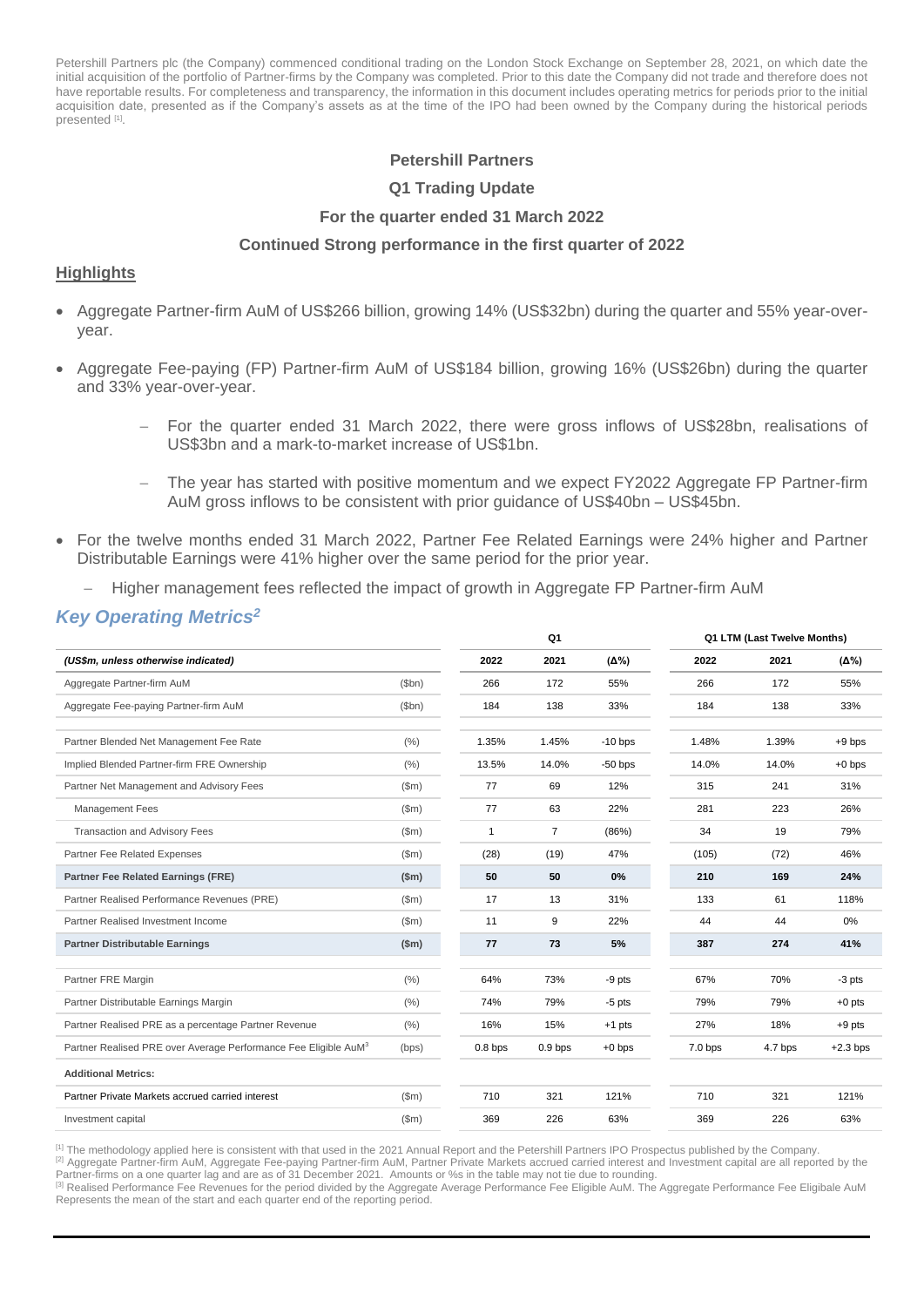Petershill Partners plc (the Company) commenced conditional trading on the London Stock Exchange on September 28, 2021, on which date the initial acquisition of the portfolio of Partner-firms by the Company was completed. Prior to this date the Company did not trade and therefore does not have reportable results. For completeness and transparency, the information in this document includes operating metrics for periods prior to the initial acquisition date, presented as if the Company's assets as at the time of the IPO had been owned by the Company during the historical periods presented [1].

**Petershill Partners**

**Q1 Trading Update**

**For the quarter ended 31 March 2022**

**Continued Strong performance in the first quarter of 2022**

## Highlights

- Aggregate Partner-firm AuM of US$266 billion, growing 14% (US$32bn) during the quarter and 55% year-over-year.
- Aggregate Fee-paying (FP) Partner-firm AuM of US$184 billion, growing 16% (US$26bn) during the quarter and 33% year-over-year.
  - For the quarter ended 31 March 2022, there were gross inflows of US$28bn, realisations of US$3bn and a mark-to-market increase of US$1bn.
  - The year has started with positive momentum and we expect FY2022 Aggregate FP Partner-firm AuM gross inflows to be consistent with prior guidance of US$40bn – US$45bn.
- For the twelve months ended 31 March 2022, Partner Fee Related Earnings were 24% higher and Partner Distributable Earnings were 41% higher over the same period for the prior year.
  - Higher management fees reflected the impact of growth in Aggregate FP Partner-firm AuM

## *Key Operating Metrics[2]*

| | | Q1 | | | Q1 LTM (Last Twelve Months) | | |
|---|---|---|---|---|---|---|---|
| ***(US$m, unless otherwise indicated)*** | | **2022** | **2021** | **(Δ%)** | **2022** | **2021** | **(Δ%)** |
| Aggregate Partner-firm AuM | ($bn) | 266 | 172 | 55% | 266 | 172 | 55% |
| Aggregate Fee-paying Partner-firm AuM | ($bn) | 184 | 138 | 33% | 184 | 138 | 33% |
| Partner Blended Net Management Fee Rate | (%) | 1.35% | 1.45% | -10 bps | 1.48% | 1.39% | +9 bps |
| Implied Blended Partner-firm FRE Ownership | (%) | 13.5% | 14.0% | -50 bps | 14.0% | 14.0% | +0 bps |
| Partner Net Management and Advisory Fees | ($m) | 77 | 69 | 12% | 315 | 241 | 31% |
| Management Fees | ($m) | 77 | 63 | 22% | 281 | 223 | 26% |
| Transaction and Advisory Fees | ($m) | 1 | 7 | (86%) | 34 | 19 | 79% |
| Partner Fee Related Expenses | ($m) | (28) | (19) | 47% | (105) | (72) | 46% |
| **Partner Fee Related Earnings (FRE)** | **($m)** | **50** | **50** | **0%** | **210** | **169** | **24%** |
| Partner Realised Performance Revenues (PRE) | ($m) | 17 | 13 | 31% | 133 | 61 | 118% |
| Partner Realised Investment Income | ($m) | 11 | 9 | 22% | 44 | 44 | 0% |
| **Partner Distributable Earnings** | **($m)** | **77** | **73** | **5%** | **387** | **274** | **41%** |
| Partner FRE Margin | (%) | 64% | 73% | -9 pts | 67% | 70% | -3 pts |
| Partner Distributable Earnings Margin | (%) | 74% | 79% | -5 pts | 79% | 79% | +0 pts |
| Partner Realised PRE as a percentage Partner Revenue | (%) | 16% | 15% | +1 pts | 27% | 18% | +9 pts |
| Partner Realised PRE over Average Performance Fee Eligible AuM[3] | (bps) | 0.8 bps | 0.9 bps | +0 bps | 7.0 bps | 4.7 bps | +2.3 bps |
| **Additional Metrics:** | | | | | | | |
| Partner Private Markets accrued carried interest | ($m) | 710 | 321 | 121% | 710 | 321 | 121% |
| Investment capital | ($m) | 369 | 226 | 63% | 369 | 226 | 63% |

[1] The methodology applied here is consistent with that used in the 2021 Annual Report and the Petershill Partners IPO Prospectus published by the Company.
[2] Aggregate Partner-firm AuM, Aggregate Fee-paying Partner-firm AuM, Partner Private Markets accrued carried interest and Investment capital are all reported by the Partner-firms on a one quarter lag and are as of 31 December 2021. Amounts or %s in the table may not tie due to rounding.
[3] Realised Performance Fee Revenues for the period divided by the Aggregate Average Performance Fee Eligible AuM. The Aggregate Performance Fee Eligibale AuM Represents the mean of the start and each quarter end of the reporting period.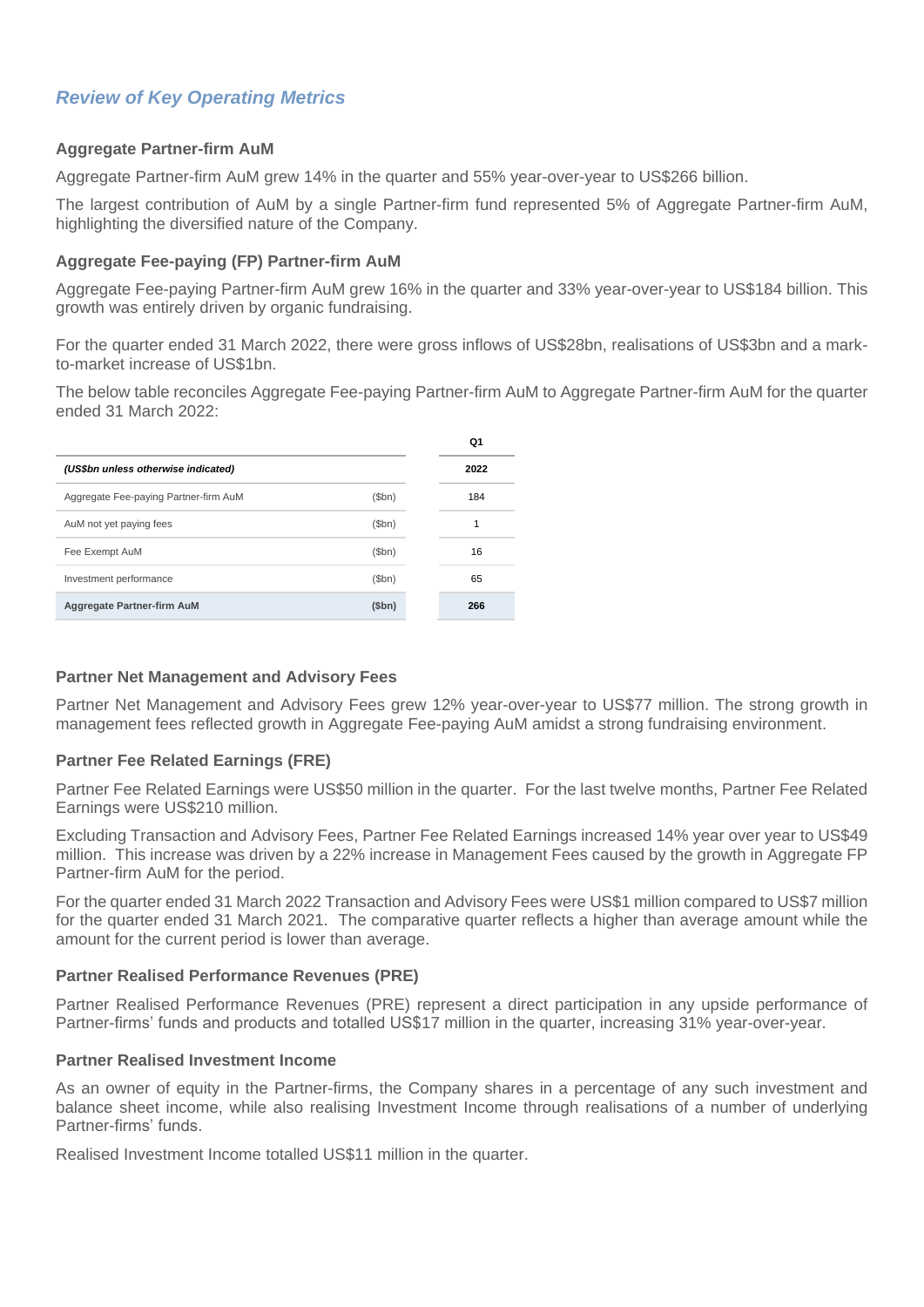## *Review of Key Operating Metrics*

### Aggregate Partner-firm AuM

Aggregate Partner-firm AuM grew 14% in the quarter and 55% year-over-year to US$266 billion.

The largest contribution of AuM by a single Partner-firm fund represented 5% of Aggregate Partner-firm AuM, highlighting the diversified nature of the Company.

### Aggregate Fee-paying (FP) Partner-firm AuM

Aggregate Fee-paying Partner-firm AuM grew 16% in the quarter and 33% year-over-year to US$184 billion. This growth was entirely driven by organic fundraising.

For the quarter ended 31 March 2022, there were gross inflows of US$28bn, realisations of US$3bn and a mark-to-market increase of US$1bn.

The below table reconciles Aggregate Fee-paying Partner-firm AuM to Aggregate Partner-firm AuM for the quarter ended 31 March 2022:

| ***(US$bn unless otherwise indicated)*** | | **Q1 2022** |
|---|---|---|
| Aggregate Fee-paying Partner-firm AuM | ($bn) | 184 |
| AuM not yet paying fees | ($bn) | 1 |
| Fee Exempt AuM | ($bn) | 16 |
| Investment performance | ($bn) | 65 |
| **Aggregate Partner-firm AuM** | **($bn)** | **266** |

### Partner Net Management and Advisory Fees

Partner Net Management and Advisory Fees grew 12% year-over-year to US$77 million. The strong growth in management fees reflected growth in Aggregate Fee-paying AuM amidst a strong fundraising environment.

### Partner Fee Related Earnings (FRE)

Partner Fee Related Earnings were US$50 million in the quarter. For the last twelve months, Partner Fee Related Earnings were US$210 million.

Excluding Transaction and Advisory Fees, Partner Fee Related Earnings increased 14% year over year to US$49 million. This increase was driven by a 22% increase in Management Fees caused by the growth in Aggregate FP Partner-firm AuM for the period.

For the quarter ended 31 March 2022 Transaction and Advisory Fees were US$1 million compared to US$7 million for the quarter ended 31 March 2021. The comparative quarter reflects a higher than average amount while the amount for the current period is lower than average.

### Partner Realised Performance Revenues (PRE)

Partner Realised Performance Revenues (PRE) represent a direct participation in any upside performance of Partner-firms' funds and products and totalled US$17 million in the quarter, increasing 31% year-over-year.

### Partner Realised Investment Income

As an owner of equity in the Partner-firms, the Company shares in a percentage of any such investment and balance sheet income, while also realising Investment Income through realisations of a number of underlying Partner-firms' funds.

Realised Investment Income totalled US$11 million in the quarter.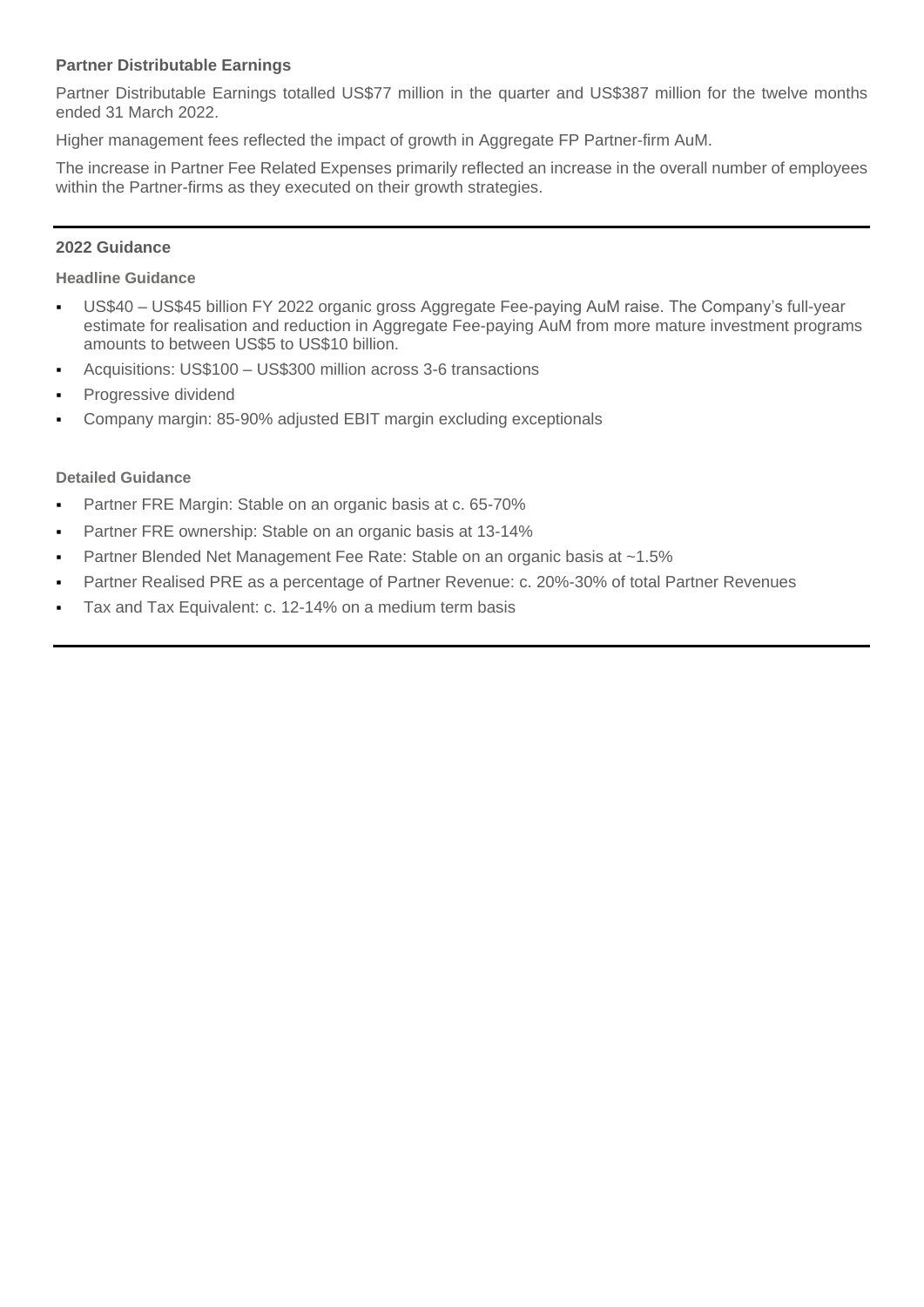**Partner Distributable Earnings**

Partner Distributable Earnings totalled US$77 million in the quarter and US$387 million for the twelve months ended 31 March 2022.

Higher management fees reflected the impact of growth in Aggregate FP Partner-firm AuM.

The increase in Partner Fee Related Expenses primarily reflected an increase in the overall number of employees within the Partner-firms as they executed on their growth strategies.

---

## 2022 Guidance

### Headline Guidance

- US$40 – US$45 billion FY 2022 organic gross Aggregate Fee-paying AuM raise. The Company's full-year estimate for realisation and reduction in Aggregate Fee-paying AuM from more mature investment programs amounts to between US$5 to US$10 billion.
- Acquisitions: US$100 – US$300 million across 3-6 transactions
- Progressive dividend
- Company margin: 85-90% adjusted EBIT margin excluding exceptionals

### Detailed Guidance

- Partner FRE Margin: Stable on an organic basis at c. 65-70%
- Partner FRE ownership: Stable on an organic basis at 13-14%
- Partner Blended Net Management Fee Rate: Stable on an organic basis at ~1.5%
- Partner Realised PRE as a percentage of Partner Revenue: c. 20%-30% of total Partner Revenues
- Tax and Tax Equivalent: c. 12-14% on a medium term basis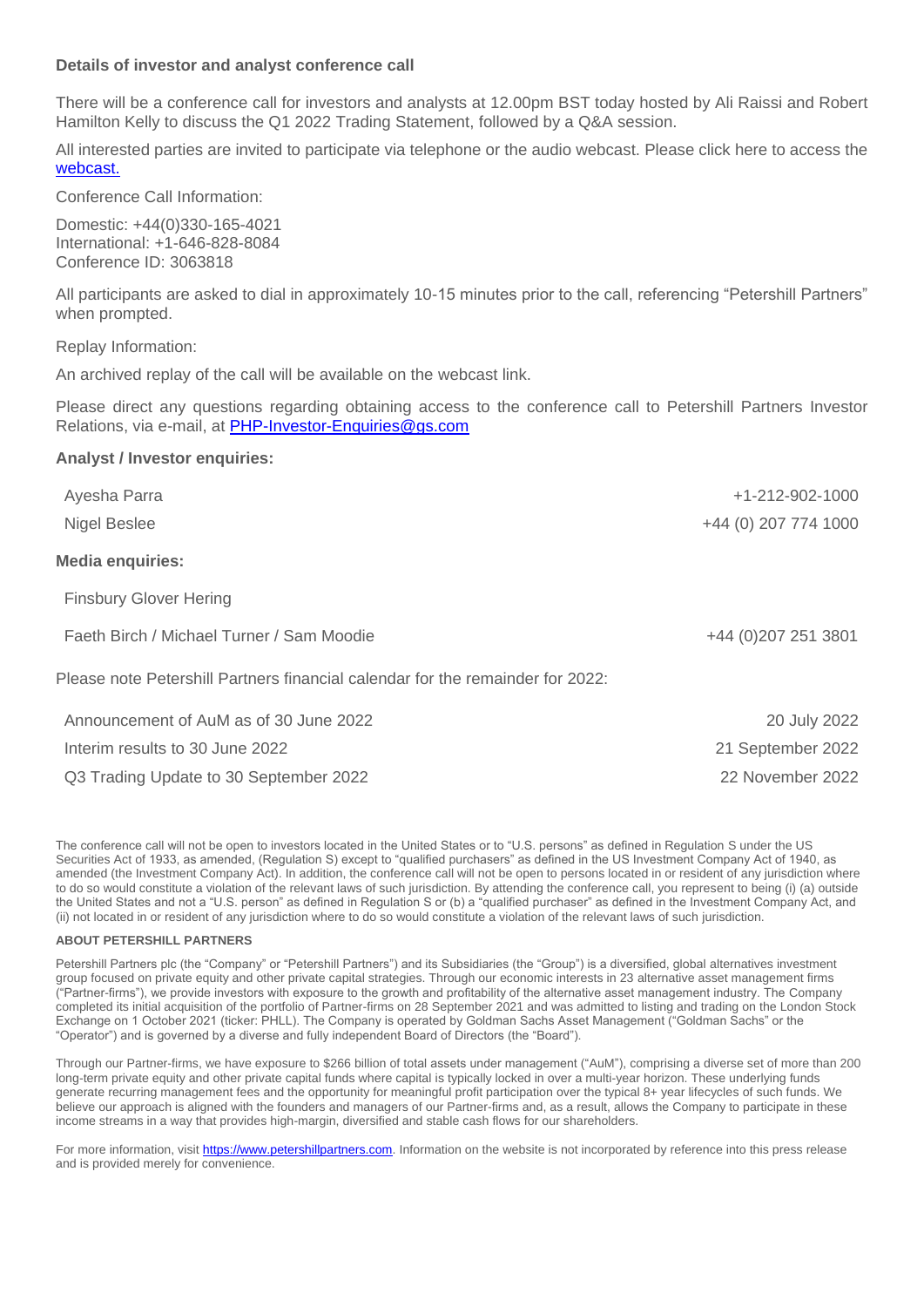**Details of investor and analyst conference call**

There will be a conference call for investors and analysts at 12.00pm BST today hosted by Ali Raissi and Robert Hamilton Kelly to discuss the Q1 2022 Trading Statement, followed by a Q&A session.

All interested parties are invited to participate via telephone or the audio webcast. Please click here to access the [webcast.]()

Conference Call Information:

Domestic: +44(0)330-165-4021
International: +1-646-828-8084
Conference ID: 3063818

All participants are asked to dial in approximately 10-15 minutes prior to the call, referencing "Petershill Partners" when prompted.

Replay Information:

An archived replay of the call will be available on the webcast link.

Please direct any questions regarding obtaining access to the conference call to Petershill Partners Investor Relations, via e-mail, at PHP-Investor-Enquiries@gs.com

**Analyst / Investor enquiries:**

| | |
|---|---|
| Ayesha Parra | +1-212-902-1000 |
| Nigel Beslee | +44 (0) 207 774 1000 |

**Media enquiries:**

| | |
|---|---|
| Finsbury Glover Hering | |
| Faeth Birch / Michael Turner / Sam Moodie | +44 (0)207 251 3801 |

Please note Petershill Partners financial calendar for the remainder for 2022:

| | |
|---|---|
| Announcement of AuM as of 30 June 2022 | 20 July 2022 |
| Interim results to 30 June 2022 | 21 September 2022 |
| Q3 Trading Update to 30 September 2022 | 22 November 2022 |

The conference call will not be open to investors located in the United States or to "U.S. persons" as defined in Regulation S under the US Securities Act of 1933, as amended, (Regulation S) except to "qualified purchasers" as defined in the US Investment Company Act of 1940, as amended (the Investment Company Act). In addition, the conference call will not be open to persons located in or resident of any jurisdiction where to do so would constitute a violation of the relevant laws of such jurisdiction. By attending the conference call, you represent to being (i) (a) outside the United States and not a "U.S. person" as defined in Regulation S or (b) a "qualified purchaser" as defined in the Investment Company Act, and (ii) not located in or resident of any jurisdiction where to do so would constitute a violation of the relevant laws of such jurisdiction.

**ABOUT PETERSHILL PARTNERS**

Petershill Partners plc (the "Company" or "Petershill Partners") and its Subsidiaries (the "Group") is a diversified, global alternatives investment group focused on private equity and other private capital strategies. Through our economic interests in 23 alternative asset management firms ("Partner-firms"), we provide investors with exposure to the growth and profitability of the alternative asset management industry. The Company completed its initial acquisition of the portfolio of Partner-firms on 28 September 2021 and was admitted to listing and trading on the London Stock Exchange on 1 October 2021 (ticker: PHLL). The Company is operated by Goldman Sachs Asset Management ("Goldman Sachs" or the "Operator") and is governed by a diverse and fully independent Board of Directors (the "Board").

Through our Partner-firms, we have exposure to $266 billion of total assets under management ("AuM"), comprising a diverse set of more than 200 long-term private equity and other private capital funds where capital is typically locked in over a multi-year horizon. These underlying funds generate recurring management fees and the opportunity for meaningful profit participation over the typical 8+ year lifecycles of such funds. We believe our approach is aligned with the founders and managers of our Partner-firms and, as a result, allows the Company to participate in these income streams in a way that provides high-margin, diversified and stable cash flows for our shareholders.

For more information, visit https://www.petershillpartners.com. Information on the website is not incorporated by reference into this press release and is provided merely for convenience.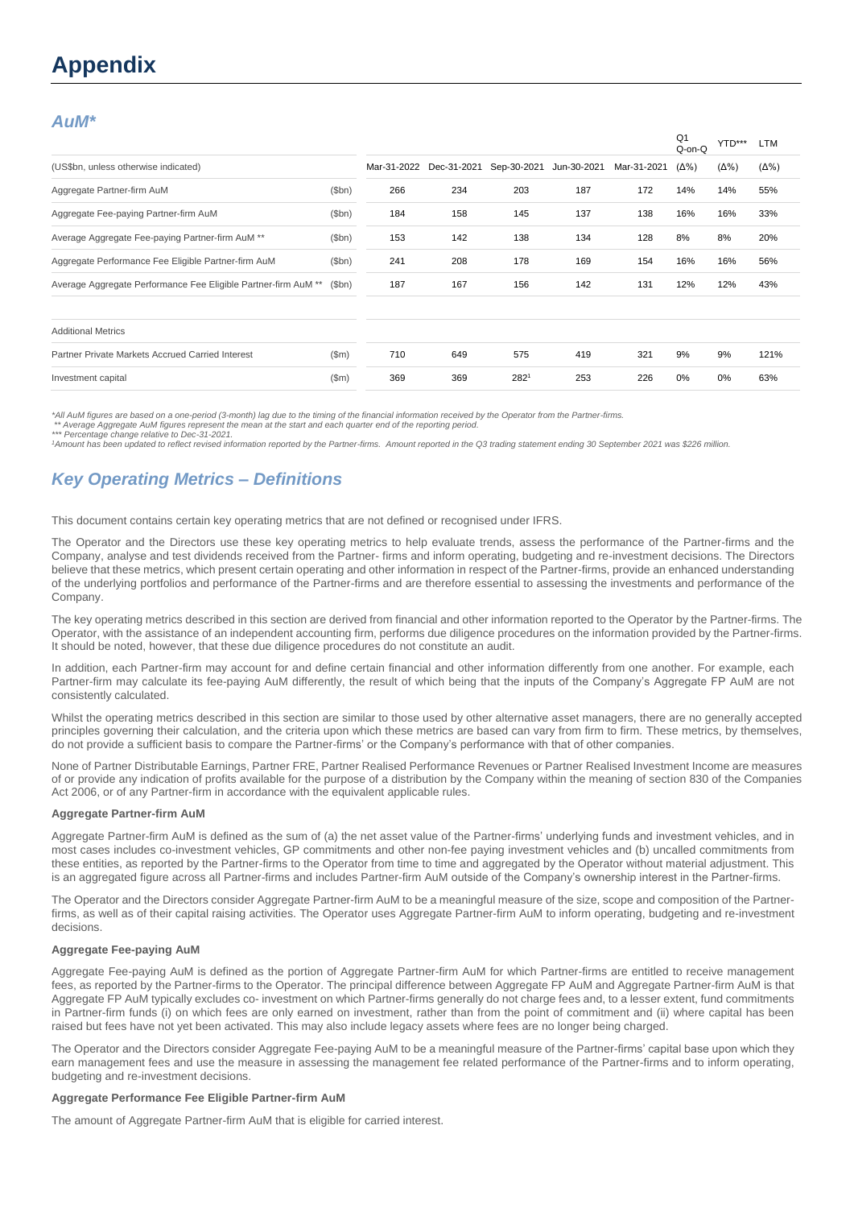# Appendix

## AuM*

| (US$bn, unless otherwise indicated) | | Mar-31-2022 | Dec-31-2021 | Sep-30-2021 | Jun-30-2021 | Mar-31-2021 | Q1 Q-on-Q (Δ%) | YTD*** (Δ%) | LTM (Δ%) |
|---|---|---|---|---|---|---|---|---|---|
| Aggregate Partner-firm AuM | ($bn) | 266 | 234 | 203 | 187 | 172 | 14% | 14% | 55% |
| Aggregate Fee-paying Partner-firm AuM | ($bn) | 184 | 158 | 145 | 137 | 138 | 16% | 16% | 33% |
| Average Aggregate Fee-paying Partner-firm AuM ** | ($bn) | 153 | 142 | 138 | 134 | 128 | 8% | 8% | 20% |
| Aggregate Performance Fee Eligible Partner-firm AuM | ($bn) | 241 | 208 | 178 | 169 | 154 | 16% | 16% | 56% |
| Average Aggregate Performance Fee Eligible Partner-firm AuM ** | ($bn) | 187 | 167 | 156 | 142 | 131 | 12% | 12% | 43% |
| | | | | | | | | | |
| Additional Metrics | | | | | | | | | |
| Partner Private Markets Accrued Carried Interest | ($m) | 710 | 649 | 575 | 419 | 321 | 9% | 9% | 121% |
| Investment capital | ($m) | 369 | 369 | 282[1] | 253 | 226 | 0% | 0% | 63% |

*All AuM figures are based on a one-period (3-month) lag due to the timing of the financial information received by the Operator from the Partner-firms.
** Average Aggregate AuM figures represent the mean at the start and each quarter end of the reporting period.
*** Percentage change relative to Dec-31-2021.
[1]Amount has been updated to reflect revised information reported by the Partner-firms. Amount reported in the Q3 trading statement ending 30 September 2021 was $226 million.

## Key Operating Metrics – Definitions

This document contains certain key operating metrics that are not defined or recognised under IFRS.

The Operator and the Directors use these key operating metrics to help evaluate trends, assess the performance of the Partner-firms and the Company, analyse and test dividends received from the Partner- firms and inform operating, budgeting and re-investment decisions. The Directors believe that these metrics, which present certain operating and other information in respect of the Partner-firms, provide an enhanced understanding of the underlying portfolios and performance of the Partner-firms and are therefore essential to assessing the investments and performance of the Company.

The key operating metrics described in this section are derived from financial and other information reported to the Operator by the Partner-firms. The Operator, with the assistance of an independent accounting firm, performs due diligence procedures on the information provided by the Partner-firms. It should be noted, however, that these due diligence procedures do not constitute an audit.

In addition, each Partner-firm may account for and define certain financial and other information differently from one another. For example, each Partner-firm may calculate its fee-paying AuM differently, the result of which being that the inputs of the Company's Aggregate FP AuM are not consistently calculated.

Whilst the operating metrics described in this section are similar to those used by other alternative asset managers, there are no generally accepted principles governing their calculation, and the criteria upon which these metrics are based can vary from firm to firm. These metrics, by themselves, do not provide a sufficient basis to compare the Partner-firms' or the Company's performance with that of other companies.

None of Partner Distributable Earnings, Partner FRE, Partner Realised Performance Revenues or Partner Realised Investment Income are measures of or provide any indication of profits available for the purpose of a distribution by the Company within the meaning of section 830 of the Companies Act 2006, or of any Partner-firm in accordance with the equivalent applicable rules.

**Aggregate Partner-firm AuM**

Aggregate Partner-firm AuM is defined as the sum of (a) the net asset value of the Partner-firms' underlying funds and investment vehicles, and in most cases includes co-investment vehicles, GP commitments and other non-fee paying investment vehicles and (b) uncalled commitments from these entities, as reported by the Partner-firms to the Operator from time to time and aggregated by the Operator without material adjustment. This is an aggregated figure across all Partner-firms and includes Partner-firm AuM outside of the Company's ownership interest in the Partner-firms.

The Operator and the Directors consider Aggregate Partner-firm AuM to be a meaningful measure of the size, scope and composition of the Partner-firms, as well as of their capital raising activities. The Operator uses Aggregate Partner-firm AuM to inform operating, budgeting and re-investment decisions.

**Aggregate Fee-paying AuM**

Aggregate Fee-paying AuM is defined as the portion of Aggregate Partner-firm AuM for which Partner-firms are entitled to receive management fees, as reported by the Partner-firms to the Operator. The principal difference between Aggregate FP AuM and Aggregate Partner-firm AuM is that Aggregate FP AuM typically excludes co- investment on which Partner-firms generally do not charge fees and, to a lesser extent, fund commitments in Partner-firm funds (i) on which fees are only earned on investment, rather than from the point of commitment and (ii) where capital has been raised but fees have not yet been activated. This may also include legacy assets where fees are no longer being charged.

The Operator and the Directors consider Aggregate Fee-paying AuM to be a meaningful measure of the Partner-firms' capital base upon which they earn management fees and use the measure in assessing the management fee related performance of the Partner-firms and to inform operating, budgeting and re-investment decisions.

**Aggregate Performance Fee Eligible Partner-firm AuM**

The amount of Aggregate Partner-firm AuM that is eligible for carried interest.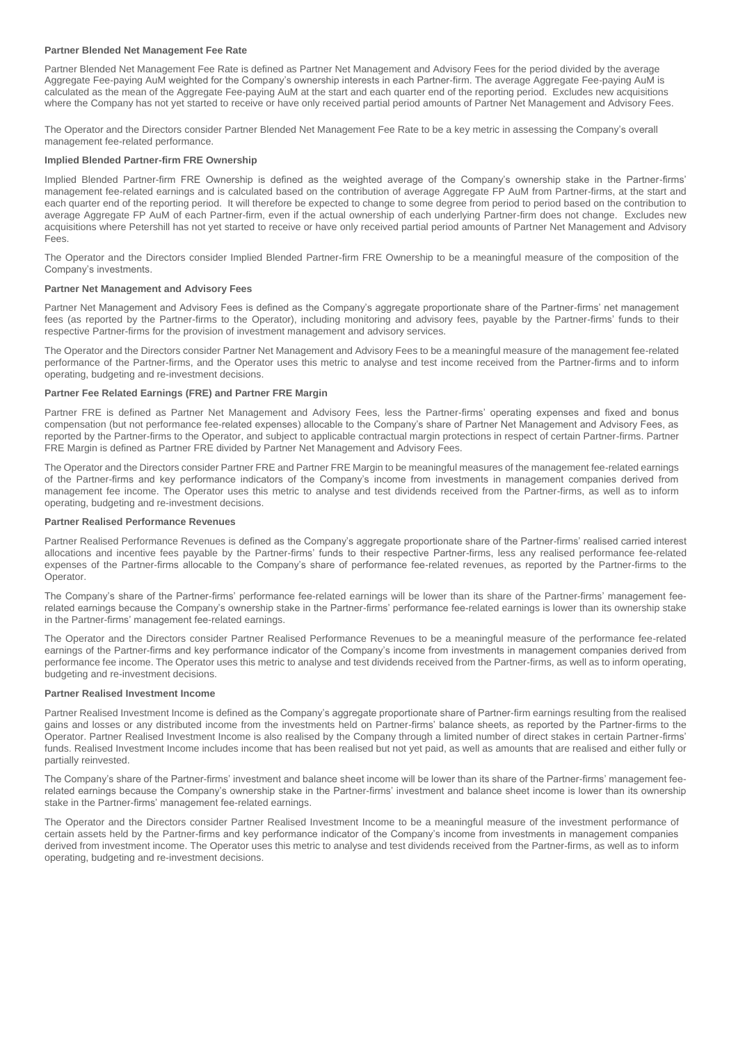### Partner Blended Net Management Fee Rate

Partner Blended Net Management Fee Rate is defined as Partner Net Management and Advisory Fees for the period divided by the average Aggregate Fee-paying AuM weighted for the Company's ownership interests in each Partner-firm. The average Aggregate Fee-paying AuM is calculated as the mean of the Aggregate Fee-paying AuM at the start and each quarter end of the reporting period. Excludes new acquisitions where the Company has not yet started to receive or have only received partial period amounts of Partner Net Management and Advisory Fees.

The Operator and the Directors consider Partner Blended Net Management Fee Rate to be a key metric in assessing the Company's overall management fee-related performance.

### Implied Blended Partner-firm FRE Ownership

Implied Blended Partner-firm FRE Ownership is defined as the weighted average of the Company's ownership stake in the Partner-firms' management fee-related earnings and is calculated based on the contribution of average Aggregate FP AuM from Partner-firms, at the start and each quarter end of the reporting period. It will therefore be expected to change to some degree from period to period based on the contribution to average Aggregate FP AuM of each Partner-firm, even if the actual ownership of each underlying Partner-firm does not change. Excludes new acquisitions where Petershill has not yet started to receive or have only received partial period amounts of Partner Net Management and Advisory Fees.

The Operator and the Directors consider Implied Blended Partner-firm FRE Ownership to be a meaningful measure of the composition of the Company's investments.

### Partner Net Management and Advisory Fees

Partner Net Management and Advisory Fees is defined as the Company's aggregate proportionate share of the Partner-firms' net management fees (as reported by the Partner-firms to the Operator), including monitoring and advisory fees, payable by the Partner-firms' funds to their respective Partner-firms for the provision of investment management and advisory services.

The Operator and the Directors consider Partner Net Management and Advisory Fees to be a meaningful measure of the management fee-related performance of the Partner-firms, and the Operator uses this metric to analyse and test income received from the Partner-firms and to inform operating, budgeting and re-investment decisions.

### Partner Fee Related Earnings (FRE) and Partner FRE Margin

Partner FRE is defined as Partner Net Management and Advisory Fees, less the Partner-firms' operating expenses and fixed and bonus compensation (but not performance fee-related expenses) allocable to the Company's share of Partner Net Management and Advisory Fees, as reported by the Partner-firms to the Operator, and subject to applicable contractual margin protections in respect of certain Partner-firms. Partner FRE Margin is defined as Partner FRE divided by Partner Net Management and Advisory Fees.

The Operator and the Directors consider Partner FRE and Partner FRE Margin to be meaningful measures of the management fee-related earnings of the Partner-firms and key performance indicators of the Company's income from investments in management companies derived from management fee income. The Operator uses this metric to analyse and test dividends received from the Partner-firms, as well as to inform operating, budgeting and re-investment decisions.

### Partner Realised Performance Revenues

Partner Realised Performance Revenues is defined as the Company's aggregate proportionate share of the Partner-firms' realised carried interest allocations and incentive fees payable by the Partner-firms' funds to their respective Partner-firms, less any realised performance fee-related expenses of the Partner-firms allocable to the Company's share of performance fee-related revenues, as reported by the Partner-firms to the Operator.

The Company's share of the Partner-firms' performance fee-related earnings will be lower than its share of the Partner-firms' management fee-related earnings because the Company's ownership stake in the Partner-firms' performance fee-related earnings is lower than its ownership stake in the Partner-firms' management fee-related earnings.

The Operator and the Directors consider Partner Realised Performance Revenues to be a meaningful measure of the performance fee-related earnings of the Partner-firms and key performance indicator of the Company's income from investments in management companies derived from performance fee income. The Operator uses this metric to analyse and test dividends received from the Partner-firms, as well as to inform operating, budgeting and re-investment decisions.

### Partner Realised Investment Income

Partner Realised Investment Income is defined as the Company's aggregate proportionate share of Partner-firm earnings resulting from the realised gains and losses or any distributed income from the investments held on Partner-firms' balance sheets, as reported by the Partner-firms to the Operator. Partner Realised Investment Income is also realised by the Company through a limited number of direct stakes in certain Partner-firms' funds. Realised Investment Income includes income that has been realised but not yet paid, as well as amounts that are realised and either fully or partially reinvested.

The Company's share of the Partner-firms' investment and balance sheet income will be lower than its share of the Partner-firms' management fee-related earnings because the Company's ownership stake in the Partner-firms' investment and balance sheet income is lower than its ownership stake in the Partner-firms' management fee-related earnings.

The Operator and the Directors consider Partner Realised Investment Income to be a meaningful measure of the investment performance of certain assets held by the Partner-firms and key performance indicator of the Company's income from investments in management companies derived from investment income. The Operator uses this metric to analyse and test dividends received from the Partner-firms, as well as to inform operating, budgeting and re-investment decisions.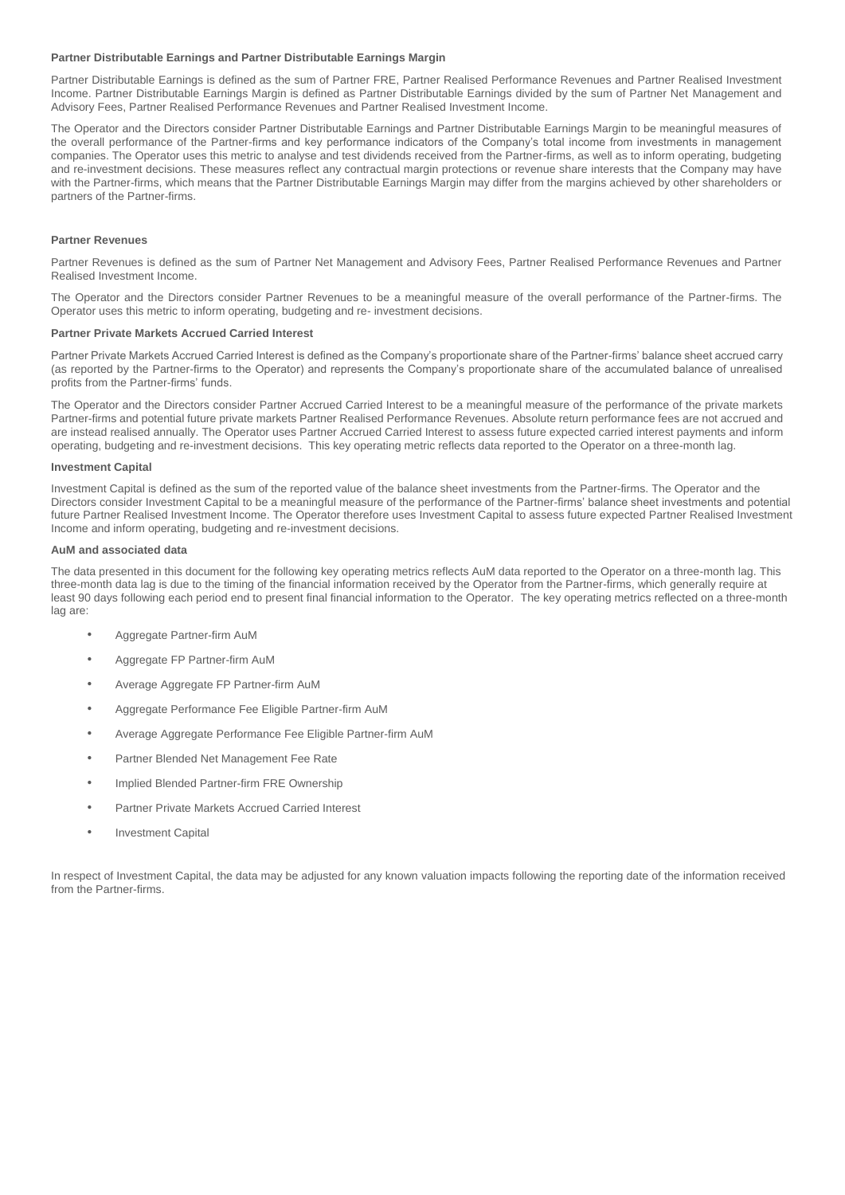**Partner Distributable Earnings and Partner Distributable Earnings Margin**

Partner Distributable Earnings is defined as the sum of Partner FRE, Partner Realised Performance Revenues and Partner Realised Investment Income. Partner Distributable Earnings Margin is defined as Partner Distributable Earnings divided by the sum of Partner Net Management and Advisory Fees, Partner Realised Performance Revenues and Partner Realised Investment Income.

The Operator and the Directors consider Partner Distributable Earnings and Partner Distributable Earnings Margin to be meaningful measures of the overall performance of the Partner-firms and key performance indicators of the Company's total income from investments in management companies. The Operator uses this metric to analyse and test dividends received from the Partner-firms, as well as to inform operating, budgeting and re-investment decisions. These measures reflect any contractual margin protections or revenue share interests that the Company may have with the Partner-firms, which means that the Partner Distributable Earnings Margin may differ from the margins achieved by other shareholders or partners of the Partner-firms.

**Partner Revenues**

Partner Revenues is defined as the sum of Partner Net Management and Advisory Fees, Partner Realised Performance Revenues and Partner Realised Investment Income.

The Operator and the Directors consider Partner Revenues to be a meaningful measure of the overall performance of the Partner-firms. The Operator uses this metric to inform operating, budgeting and re- investment decisions.

**Partner Private Markets Accrued Carried Interest**

Partner Private Markets Accrued Carried Interest is defined as the Company's proportionate share of the Partner-firms' balance sheet accrued carry (as reported by the Partner-firms to the Operator) and represents the Company's proportionate share of the accumulated balance of unrealised profits from the Partner-firms' funds.

The Operator and the Directors consider Partner Accrued Carried Interest to be a meaningful measure of the performance of the private markets Partner-firms and potential future private markets Partner Realised Performance Revenues. Absolute return performance fees are not accrued and are instead realised annually. The Operator uses Partner Accrued Carried Interest to assess future expected carried interest payments and inform operating, budgeting and re-investment decisions. This key operating metric reflects data reported to the Operator on a three-month lag.

**Investment Capital**

Investment Capital is defined as the sum of the reported value of the balance sheet investments from the Partner-firms. The Operator and the Directors consider Investment Capital to be a meaningful measure of the performance of the Partner-firms' balance sheet investments and potential future Partner Realised Investment Income. The Operator therefore uses Investment Capital to assess future expected Partner Realised Investment Income and inform operating, budgeting and re-investment decisions.

**AuM and associated data**

The data presented in this document for the following key operating metrics reflects AuM data reported to the Operator on a three-month lag. This three-month data lag is due to the timing of the financial information received by the Operator from the Partner-firms, which generally require at least 90 days following each period end to present final financial information to the Operator. The key operating metrics reflected on a three-month lag are:

- Aggregate Partner-firm AuM
- Aggregate FP Partner-firm AuM
- Average Aggregate FP Partner-firm AuM
- Aggregate Performance Fee Eligible Partner-firm AuM
- Average Aggregate Performance Fee Eligible Partner-firm AuM
- Partner Blended Net Management Fee Rate
- Implied Blended Partner-firm FRE Ownership
- Partner Private Markets Accrued Carried Interest
- Investment Capital

In respect of Investment Capital, the data may be adjusted for any known valuation impacts following the reporting date of the information received from the Partner-firms.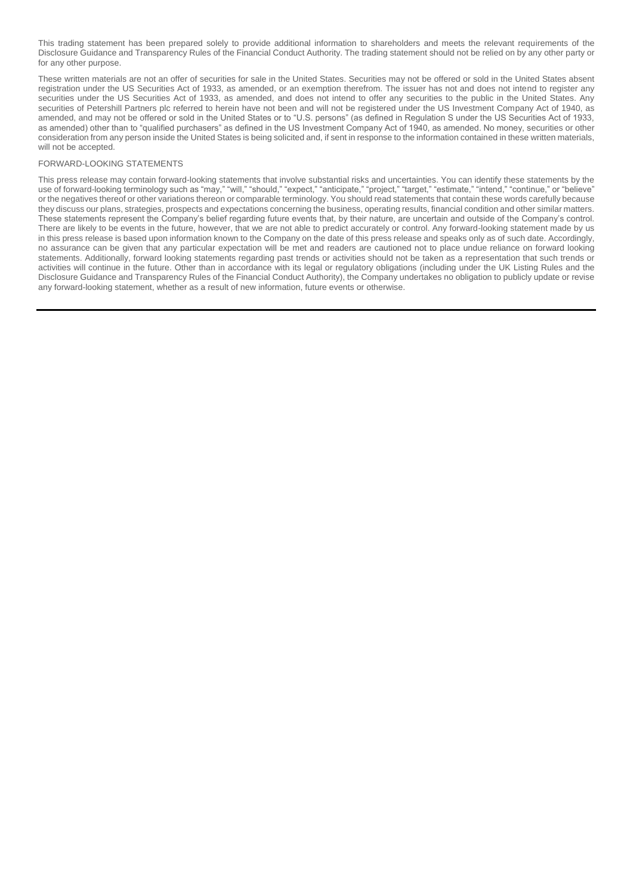This trading statement has been prepared solely to provide additional information to shareholders and meets the relevant requirements of the Disclosure Guidance and Transparency Rules of the Financial Conduct Authority. The trading statement should not be relied on by any other party or for any other purpose.

These written materials are not an offer of securities for sale in the United States. Securities may not be offered or sold in the United States absent registration under the US Securities Act of 1933, as amended, or an exemption therefrom. The issuer has not and does not intend to register any securities under the US Securities Act of 1933, as amended, and does not intend to offer any securities to the public in the United States. Any securities of Petershill Partners plc referred to herein have not been and will not be registered under the US Investment Company Act of 1940, as amended, and may not be offered or sold in the United States or to "U.S. persons" (as defined in Regulation S under the US Securities Act of 1933, as amended) other than to "qualified purchasers" as defined in the US Investment Company Act of 1940, as amended. No money, securities or other consideration from any person inside the United States is being solicited and, if sent in response to the information contained in these written materials, will not be accepted.

## FORWARD-LOOKING STATEMENTS

This press release may contain forward-looking statements that involve substantial risks and uncertainties. You can identify these statements by the use of forward-looking terminology such as "may," "will," "should," "expect," "anticipate," "project," "target," "estimate," "intend," "continue," or "believe" or the negatives thereof or other variations thereon or comparable terminology. You should read statements that contain these words carefully because they discuss our plans, strategies, prospects and expectations concerning the business, operating results, financial condition and other similar matters. These statements represent the Company's belief regarding future events that, by their nature, are uncertain and outside of the Company's control. There are likely to be events in the future, however, that we are not able to predict accurately or control. Any forward-looking statement made by us in this press release is based upon information known to the Company on the date of this press release and speaks only as of such date. Accordingly, no assurance can be given that any particular expectation will be met and readers are cautioned not to place undue reliance on forward looking statements. Additionally, forward looking statements regarding past trends or activities should not be taken as a representation that such trends or activities will continue in the future. Other than in accordance with its legal or regulatory obligations (including under the UK Listing Rules and the Disclosure Guidance and Transparency Rules of the Financial Conduct Authority), the Company undertakes no obligation to publicly update or revise any forward-looking statement, whether as a result of new information, future events or otherwise.